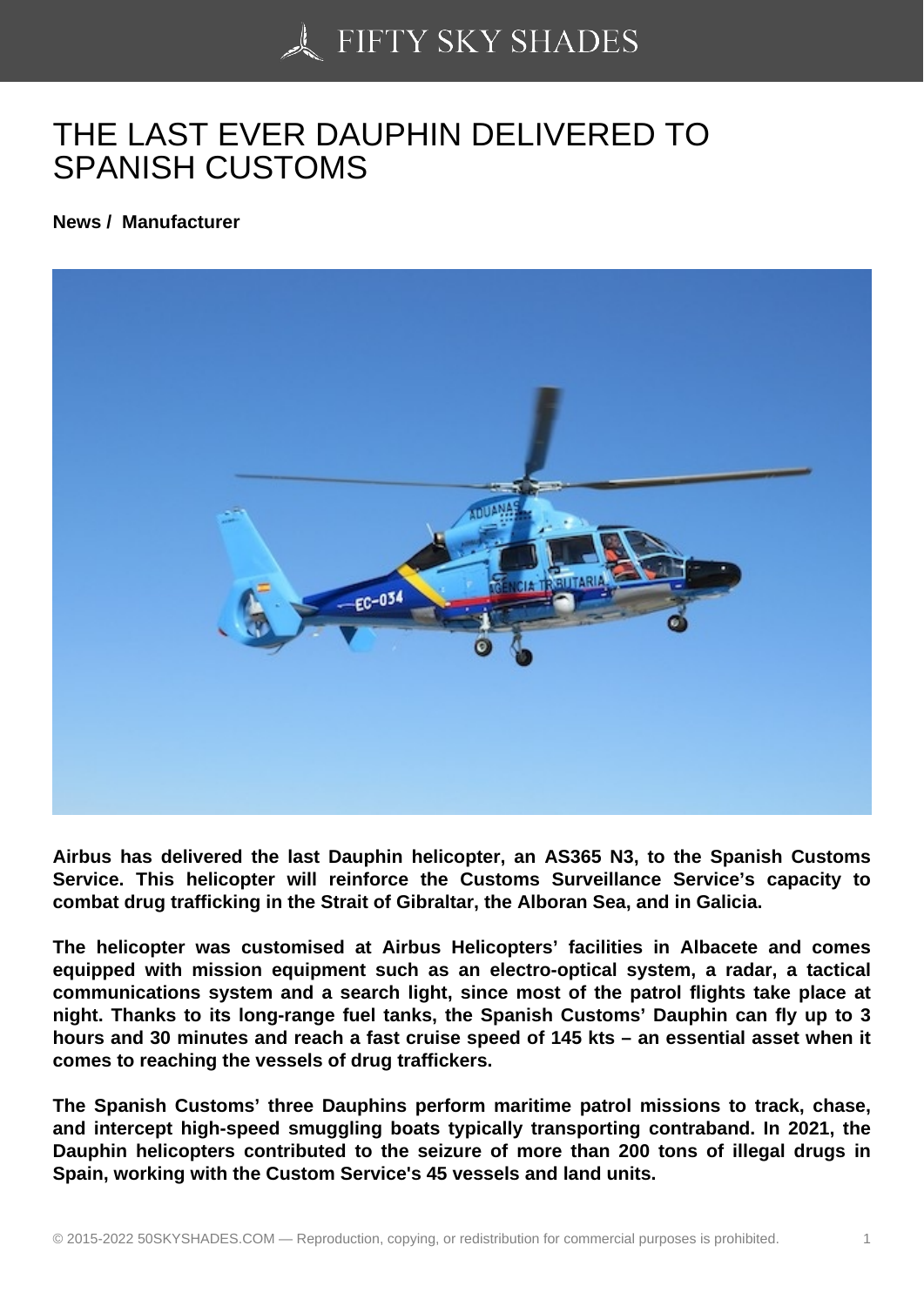# THE LAST EVER DAUPHIN DELIVERED TO SPANISH CUSTOMS

**News / Manufacturer**

**Airbus has delivered the last Dauphin helicopter, an AS365 N3, to the Spanish Customs Service. This helicopter will reinforce the Customs Surveillance Service's capacity to combat drug trafficking in the Strait of Gibraltar, the Alboran Sea, and in Galicia.**

**The helicopter was customised at Airbus Helicopters' facilities in Albacete and comes equipped with mission equipment such as an electro-optical system, a radar, a tactical communications system and a search light, since most of the patrol flights take place at night. Thanks to its long-range fuel tanks, the Spanish Customs' Dauphin can fly up to 3 hours and 30 minutes and reach a fast cruise speed of 145 kts – an essential asset when it comes to reaching the vessels of drug traffickers.**

**The Spanish Customs' three Dauphins perform maritime patrol missions to track, chase, and intercept high-speed smuggling boats typically transporting contraband. In 2021, the Dauphin helicopters contributed to the seizure of more than 200 tons of illegal drugs in Spain, working with the Custom Service's 45 vessels and land units.**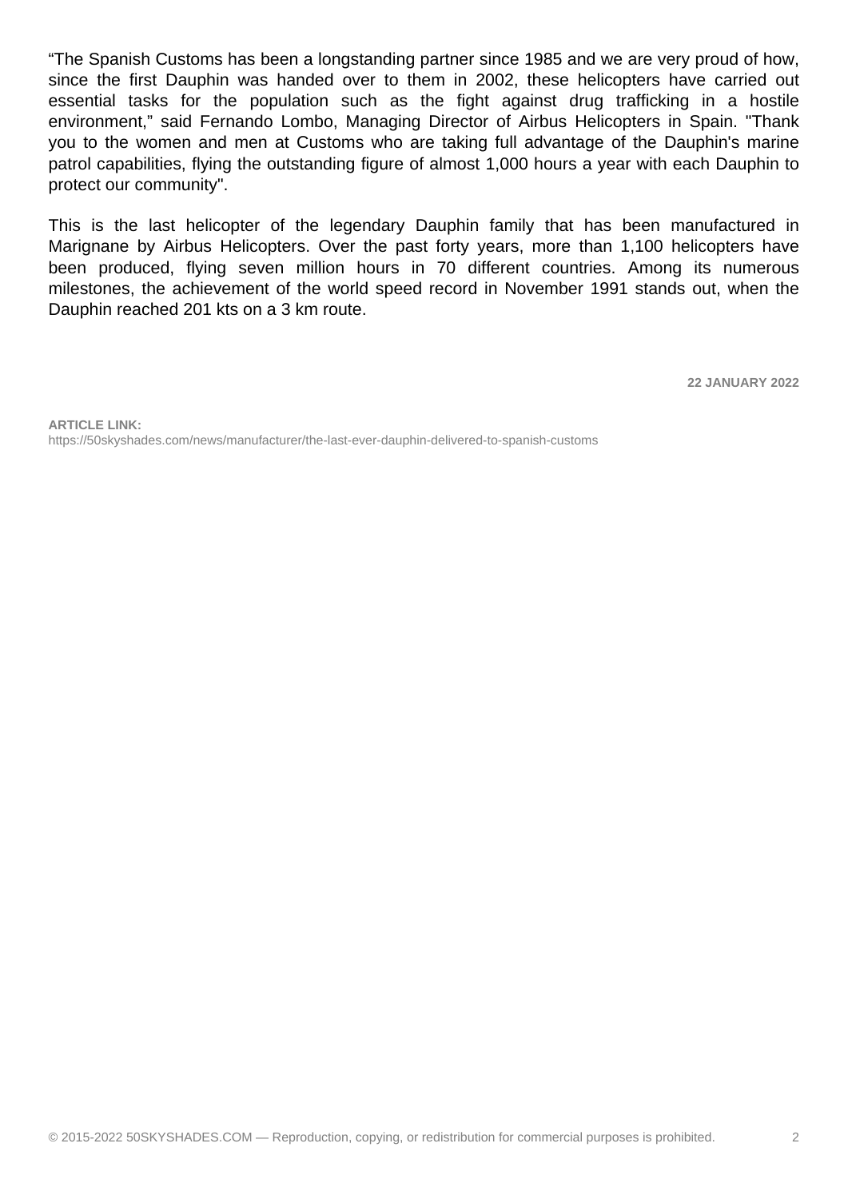“The Spanish Customs has been a longstanding partner since 1985 and we are very proud of how, since the first Dauphin was handed over to them in 2002, these helicopters have carried out essential tasks for the population such as the fight against drug trafficking in a hostile environment,” said Fernando Lombo, Managing Director of Airbus Helicopters in Spain. "Thank you to the women and men at Customs who are taking full advantage of the Dauphin's marine patrol capabilities, flying the outstanding figure of almost 1,000 hours a year with each Dauphin to protect our community".

This is the last helicopter of the legendary Dauphin family that has been manufactured in Marignane by Airbus Helicopters. Over the past forty years, more than 1,100 helicopters have been produced, flying seven million hours in 70 different countries. Among its numerous milestones, the achievement of the world speed record in November 1991 stands out, when the Dauphin reached 201 kts on a 3 km route.

**22 JANUARY 2022**

**ARTICLE LINK:**
https://50skyshades.com/news/manufacturer/the-last-ever-dauphin-delivered-to-spanish-customs